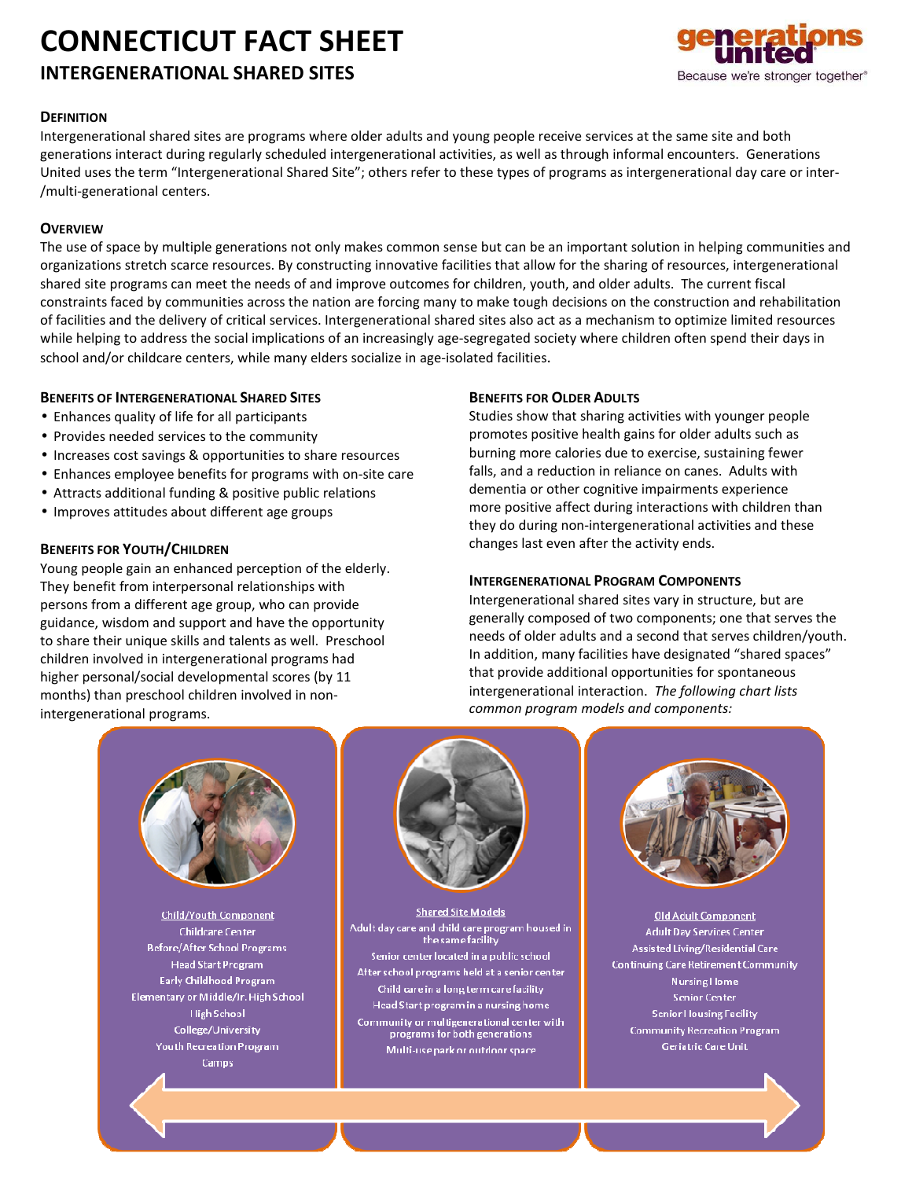# CONNECTICUT FACT SHEET

## INTERGENERATIONAL SHARED SITES

### Definition

Intergenerational shared sites are programs where older adults and young people receive services at the same site and both generations interact during regularly scheduled intergenerational activities, as well as through informal encounters. Generations United uses the term "Intergenerational Shared Site"; others refer to these types of programs as intergenerational day care or inter-/multi-generational centers.

### Overview

The use of space by multiple generations not only makes common sense but can be an important solution in helping communities and organizations stretch scarce resources. By constructing innovative facilities that allow for the sharing of resources, intergenerational shared site programs can meet the needs of and improve outcomes for children, youth, and older adults. The current fiscal constraints faced by communities across the nation are forcing many to make tough decisions on the construction and rehabilitation of facilities and the delivery of critical services. Intergenerational shared sites also act as a mechanism to optimize limited resources while helping to address the social implications of an increasingly age-segregated society where children often spend their days in school and/or childcare centers, while many elders socialize in age-isolated facilities.

### Benefits of Intergenerational Shared Sites

- Enhances quality of life for all participants
- Provides needed services to the community
- Increases cost savings & opportunities to share resources
- Enhances employee benefits for programs with on-site care
- Attracts additional funding & positive public relations
- Improves attitudes about different age groups

### Benefits for Youth/Children

Young people gain an enhanced perception of the elderly. They benefit from interpersonal relationships with persons from a different age group, who can provide guidance, wisdom and support and have the opportunity to share their unique skills and talents as well. Preschool children involved in intergenerational programs had higher personal/social developmental scores (by 11 months) than preschool children involved in non-intergenerational programs.

### Benefits for Older Adults

Studies show that sharing activities with younger people promotes positive health gains for older adults such as burning more calories due to exercise, sustaining fewer falls, and a reduction in reliance on canes. Adults with dementia or other cognitive impairments experience more positive affect during interactions with children than they do during non-intergenerational activities and these changes last even after the activity ends.

### Intergenerational Program Components

Intergenerational shared sites vary in structure, but are generally composed of two components; one that serves the needs of older adults and a second that serves children/youth. In addition, many facilities have designated "shared spaces" that provide additional opportunities for spontaneous intergenerational interaction. *The following chart lists common program models and components:*

**Child/Youth Component**
- Childcare Center
- Before/After School Programs
- Head Start Program
- Early Childhood Program
- Elementary or Middle/Jr. High School
- High School
- College/University
- Youth Recreation Program
- Camps

**Shared Site Models**
- Adult day care and child care program housed in the same facility
- Senior center located in a public school
- After school programs held at a senior center
- Child care in a long term care facility
- Head Start program in a nursing home
- Community or multigenerational center with programs for both generations
- Multi-use park or outdoor space

**Old Adult Component**
- Adult Day Services Center
- Assisted Living/Residential Care
- Continuing Care Retirement Community
- Nursing Home
- Senior Center
- Senior Housing Facility
- Community Recreation Program
- Geriatric Care Unit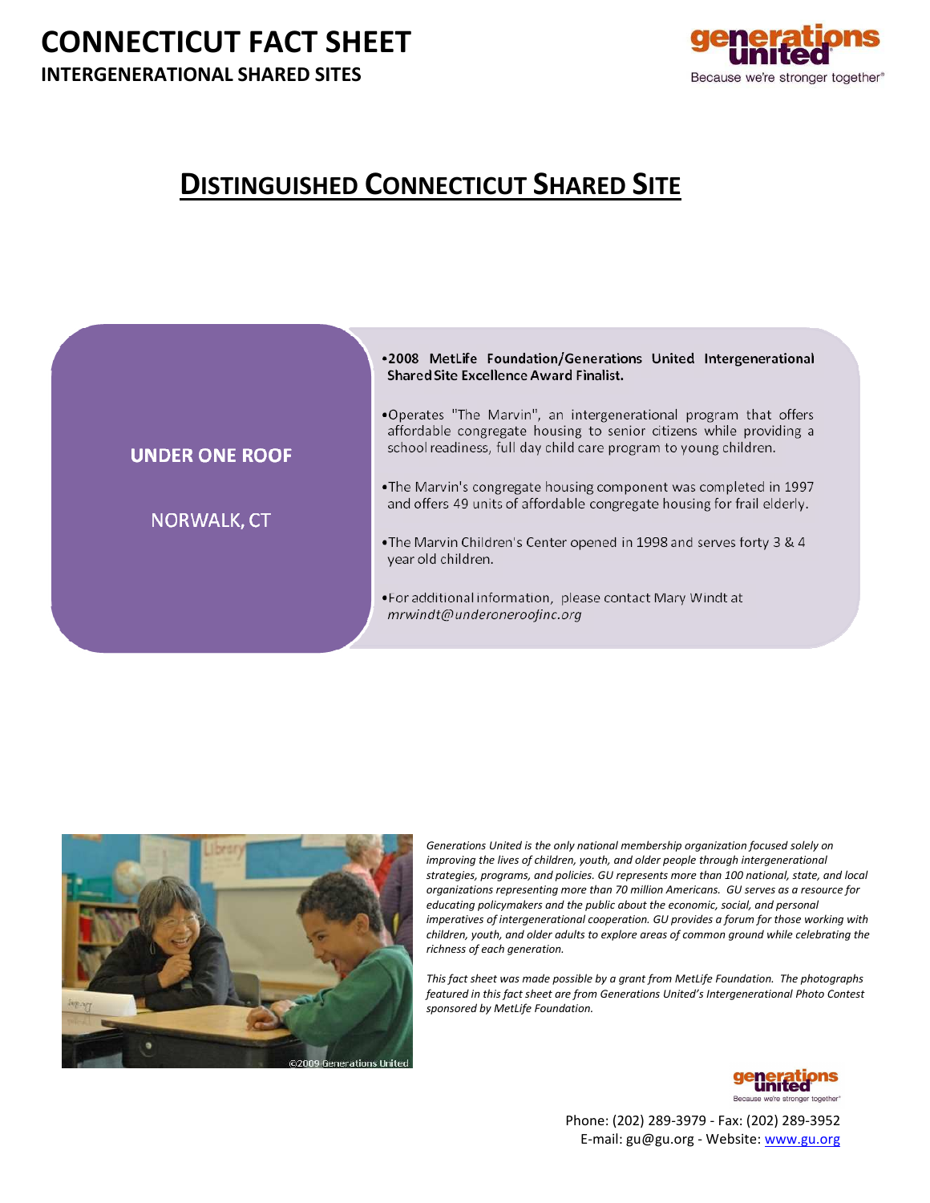# CONNECTICUT FACT SHEET

**INTERGENERATIONAL SHARED SITES**

## DISTINGUISHED CONNECTICUT SHARED SITE

**UNDER ONE ROOF**

NORWALK, CT

- **2008 MetLife Foundation/Generations United Intergenerational Shared Site Excellence Award Finalist.**
- Operates "The Marvin", an intergenerational program that offers affordable congregate housing to senior citizens while providing a school readiness, full day child care program to young children.
- The Marvin's congregate housing component was completed in 1997 and offers 49 units of affordable congregate housing for frail elderly.
- The Marvin Children's Center opened in 1998 and serves forty 3 & 4 year old children.
- For additional information, please contact Mary Windt at *mrwindt@underoneroofinc.org*

©2009 Generations United

*Generations United is the only national membership organization focused solely on improving the lives of children, youth, and older people through intergenerational strategies, programs, and policies. GU represents more than 100 national, state, and local organizations representing more than 70 million Americans. GU serves as a resource for educating policymakers and the public about the economic, social, and personal imperatives of intergenerational cooperation. GU provides a forum for those working with children, youth, and older adults to explore areas of common ground while celebrating the richness of each generation.*

*This fact sheet was made possible by a grant from MetLife Foundation. The photographs featured in this fact sheet are from Generations United's Intergenerational Photo Contest sponsored by MetLife Foundation.*

generations united — Because we're stronger together®

Phone: (202) 289-3979 - Fax: (202) 289-3952
E-mail: gu@gu.org - Website: www.gu.org